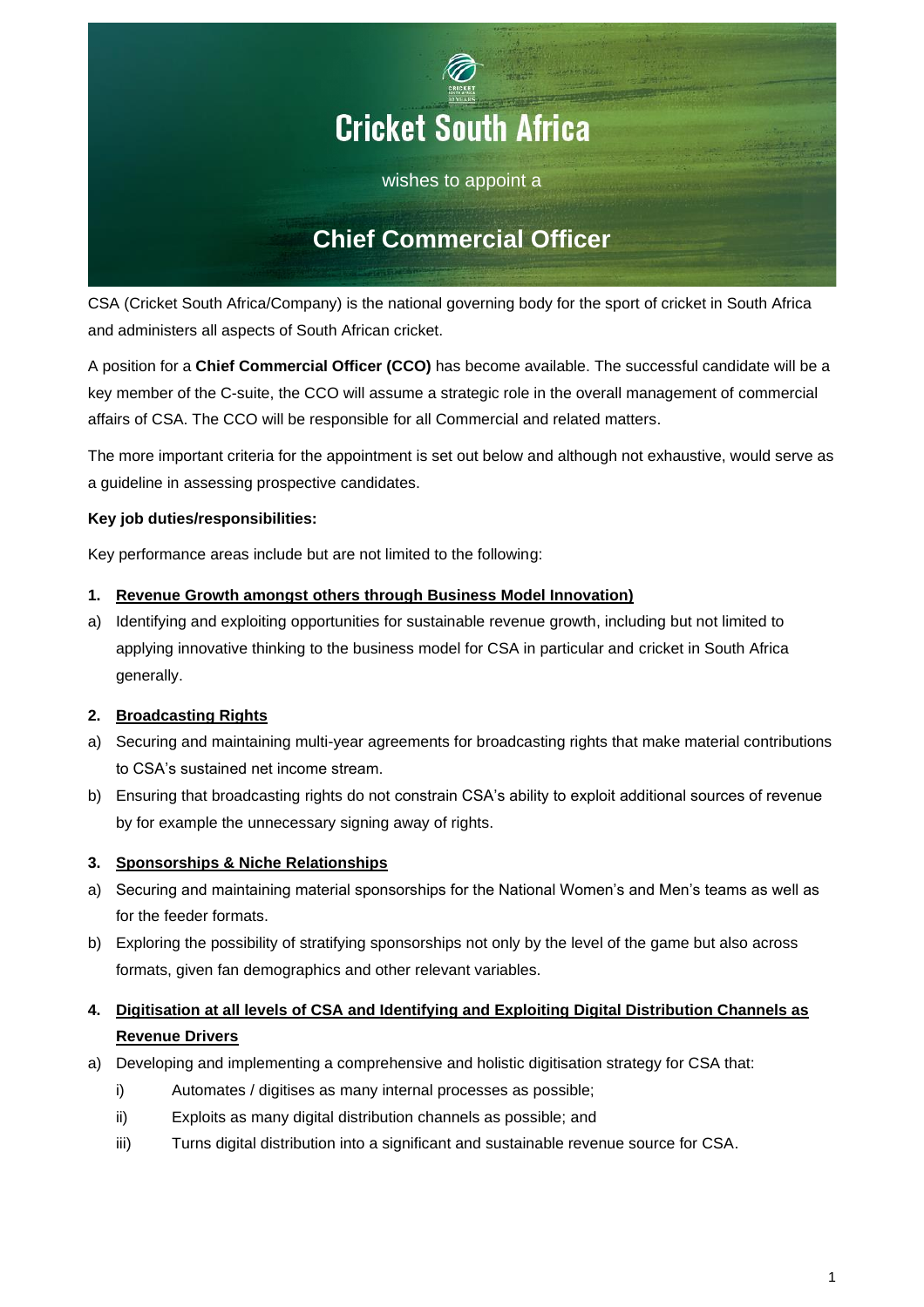# Cricket South Africa

wishes to appoint a

## Chief Commercial Officer

CSA (Cricket South Africa/Company) is the national governing body for the sport of cricket in South Africa and administers all aspects of South African cricket.

A position for a **Chief Commercial Officer (CCO)** has become available. The successful candidate will be a key member of the C-suite, the CCO will assume a strategic role in the overall management of commercial affairs of CSA. The CCO will be responsible for all Commercial and related matters.

The more important criteria for the appointment is set out below and although not exhaustive, would serve as a guideline in assessing prospective candidates.

**Key job duties/responsibilities:**

Key performance areas include but are not limited to the following:

**1. Revenue Growth amongst others through Business Model Innovation)**

a) Identifying and exploiting opportunities for sustainable revenue growth, including but not limited to applying innovative thinking to the business model for CSA in particular and cricket in South Africa generally.

**2. Broadcasting Rights**

a) Securing and maintaining multi-year agreements for broadcasting rights that make material contributions to CSA's sustained net income stream.

b) Ensuring that broadcasting rights do not constrain CSA's ability to exploit additional sources of revenue by for example the unnecessary signing away of rights.

**3. Sponsorships & Niche Relationships**

a) Securing and maintaining material sponsorships for the National Women's and Men's teams as well as for the feeder formats.

b) Exploring the possibility of stratifying sponsorships not only by the level of the game but also across formats, given fan demographics and other relevant variables.

**4. Digitisation at all levels of CSA and Identifying and Exploiting Digital Distribution Channels as Revenue Drivers**

a) Developing and implementing a comprehensive and holistic digitisation strategy for CSA that:

   i) Automates / digitises as many internal processes as possible;

   ii) Exploits as many digital distribution channels as possible; and

   iii) Turns digital distribution into a significant and sustainable revenue source for CSA.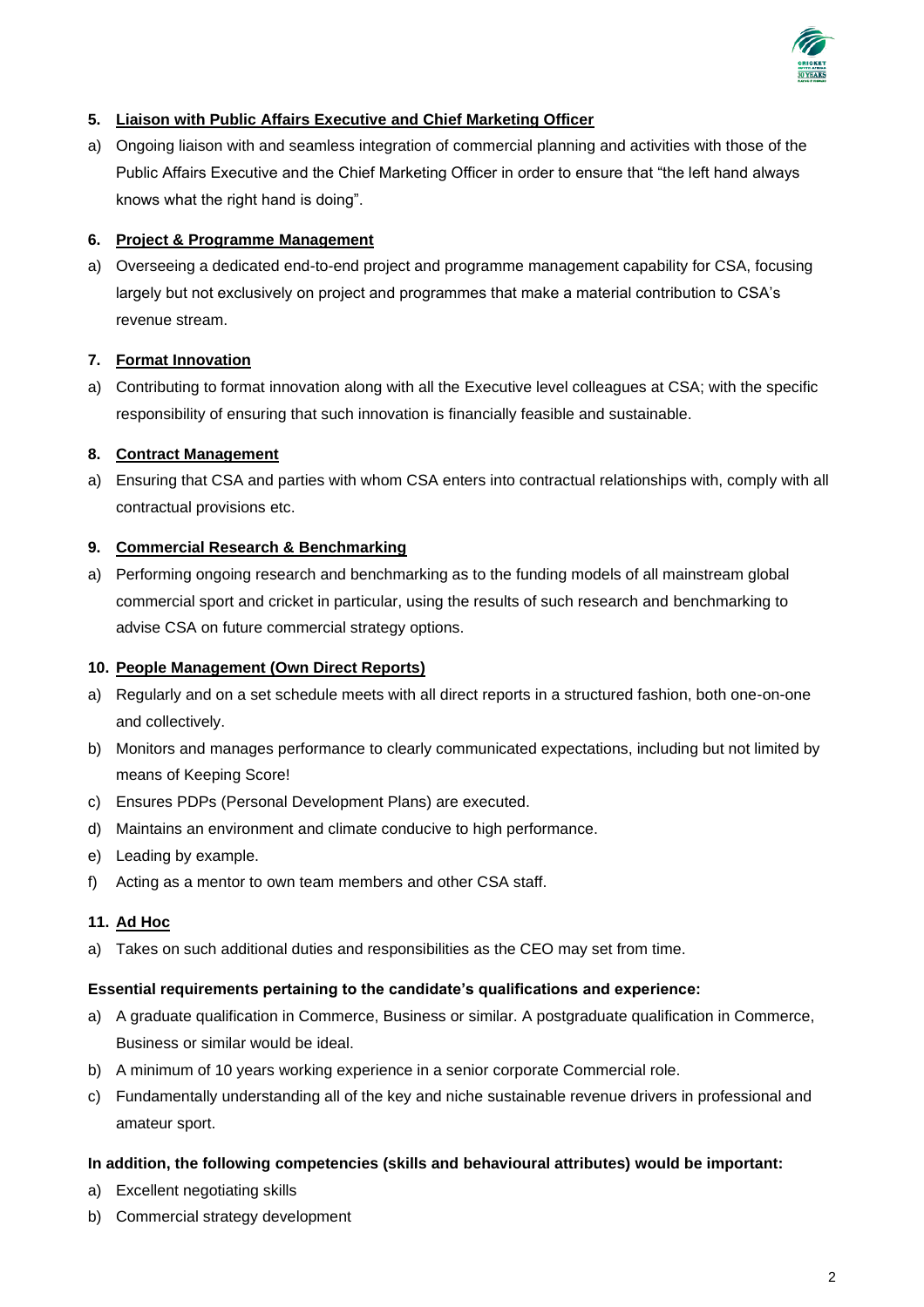**5. Liaison with Public Affairs Executive and Chief Marketing Officer**

a) Ongoing liaison with and seamless integration of commercial planning and activities with those of the Public Affairs Executive and the Chief Marketing Officer in order to ensure that "the left hand always knows what the right hand is doing".

**6. Project & Programme Management**

a) Overseeing a dedicated end-to-end project and programme management capability for CSA, focusing largely but not exclusively on project and programmes that make a material contribution to CSA's revenue stream.

**7. Format Innovation**

a) Contributing to format innovation along with all the Executive level colleagues at CSA; with the specific responsibility of ensuring that such innovation is financially feasible and sustainable.

**8. Contract Management**

a) Ensuring that CSA and parties with whom CSA enters into contractual relationships with, comply with all contractual provisions etc.

**9. Commercial Research & Benchmarking**

a) Performing ongoing research and benchmarking as to the funding models of all mainstream global commercial sport and cricket in particular, using the results of such research and benchmarking to advise CSA on future commercial strategy options.

**10. People Management (Own Direct Reports)**

a) Regularly and on a set schedule meets with all direct reports in a structured fashion, both one-on-one and collectively.
b) Monitors and manages performance to clearly communicated expectations, including but not limited by means of Keeping Score!
c) Ensures PDPs (Personal Development Plans) are executed.
d) Maintains an environment and climate conducive to high performance.
e) Leading by example.
f) Acting as a mentor to own team members and other CSA staff.

**11. Ad Hoc**

a) Takes on such additional duties and responsibilities as the CEO may set from time.

**Essential requirements pertaining to the candidate's qualifications and experience:**

a) A graduate qualification in Commerce, Business or similar. A postgraduate qualification in Commerce, Business or similar would be ideal.
b) A minimum of 10 years working experience in a senior corporate Commercial role.
c) Fundamentally understanding all of the key and niche sustainable revenue drivers in professional and amateur sport.

**In addition, the following competencies (skills and behavioural attributes) would be important:**

a) Excellent negotiating skills
b) Commercial strategy development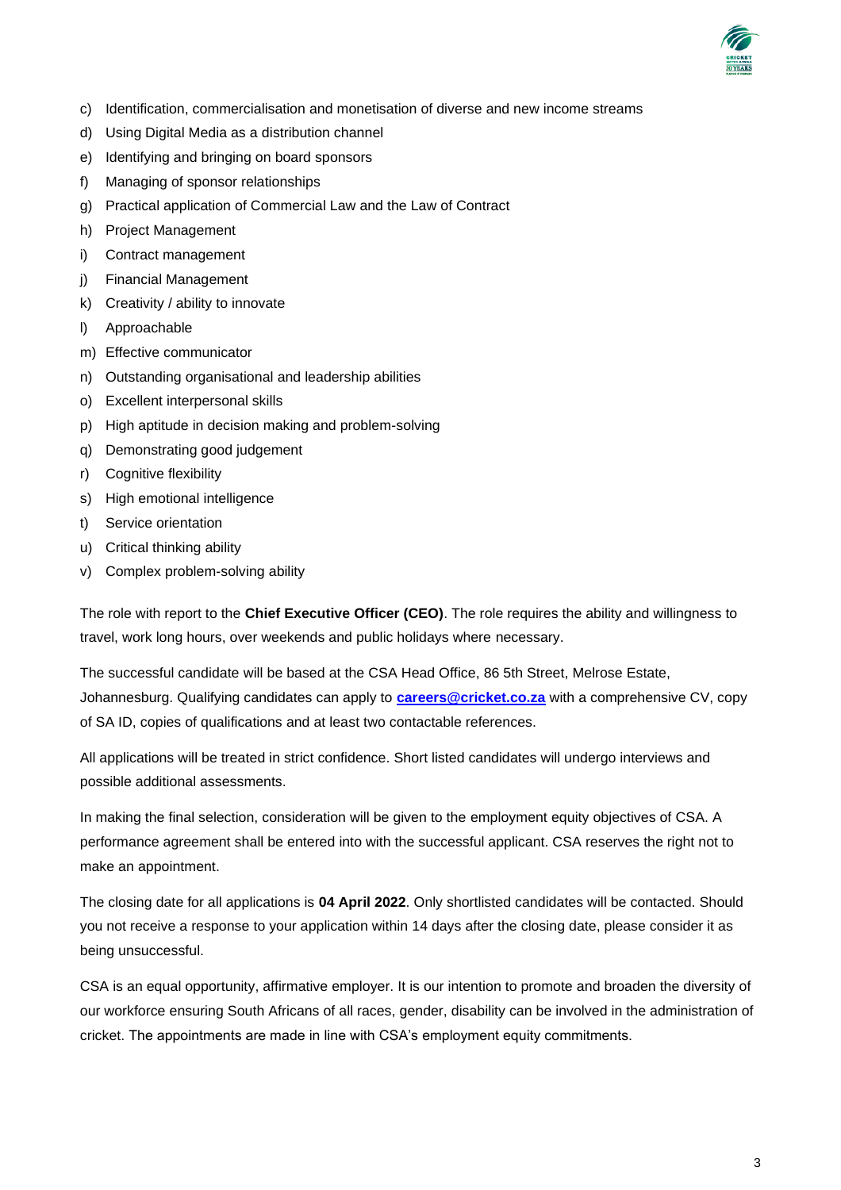c) Identification, commercialisation and monetisation of diverse and new income streams
d) Using Digital Media as a distribution channel
e) Identifying and bringing on board sponsors
f) Managing of sponsor relationships
g) Practical application of Commercial Law and the Law of Contract
h) Project Management
i) Contract management
j) Financial Management
k) Creativity / ability to innovate
l) Approachable
m) Effective communicator
n) Outstanding organisational and leadership abilities
o) Excellent interpersonal skills
p) High aptitude in decision making and problem-solving
q) Demonstrating good judgement
r) Cognitive flexibility
s) High emotional intelligence
t) Service orientation
u) Critical thinking ability
v) Complex problem-solving ability

The role with report to the **Chief Executive Officer (CEO)**. The role requires the ability and willingness to travel, work long hours, over weekends and public holidays where necessary.

The successful candidate will be based at the CSA Head Office, 86 5th Street, Melrose Estate, Johannesburg. Qualifying candidates can apply to **careers@cricket.co.za** with a comprehensive CV, copy of SA ID, copies of qualifications and at least two contactable references.

All applications will be treated in strict confidence. Short listed candidates will undergo interviews and possible additional assessments.

In making the final selection, consideration will be given to the employment equity objectives of CSA. A performance agreement shall be entered into with the successful applicant. CSA reserves the right not to make an appointment.

The closing date for all applications is **04 April 2022**. Only shortlisted candidates will be contacted. Should you not receive a response to your application within 14 days after the closing date, please consider it as being unsuccessful.

CSA is an equal opportunity, affirmative employer. It is our intention to promote and broaden the diversity of our workforce ensuring South Africans of all races, gender, disability can be involved in the administration of cricket. The appointments are made in line with CSA's employment equity commitments.